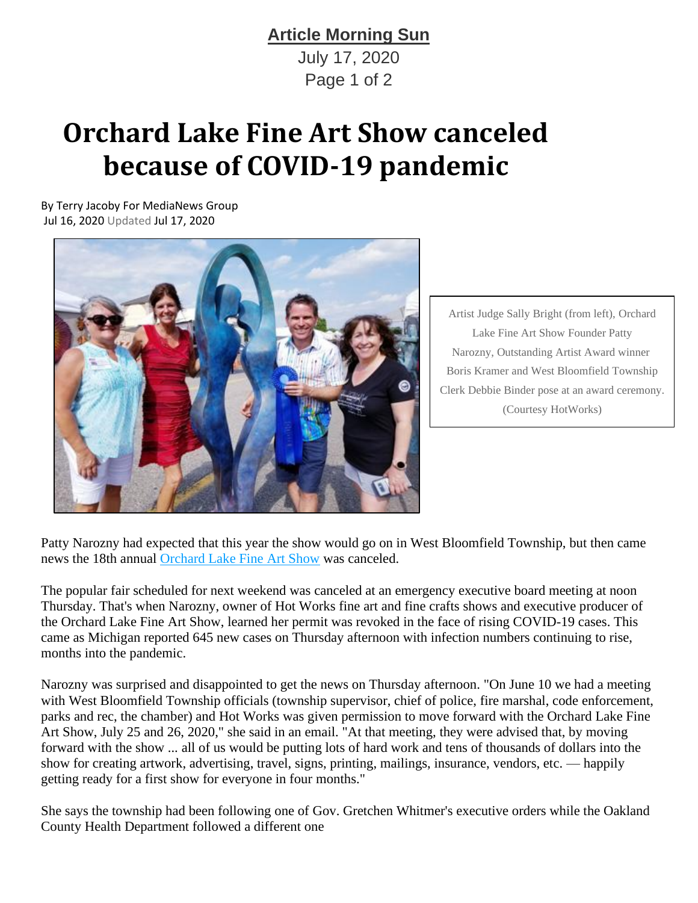**Article Morning Sun**

July 17, 2020

# Orchard Lake Fine Art Show canceled because of COVID-19 pandemic

By Terry Jacoby For MediaNews Group
Jul 16, 2020 Updated Jul 17, 2020

Artist Judge Sally Bright (from left), Orchard Lake Fine Art Show Founder Patty Narozny, Outstanding Artist Award winner Boris Kramer and West Bloomfield Township Clerk Debbie Binder pose at an award ceremony. (Courtesy HotWorks)

Patty Narozny had expected that this year the show would go on in West Bloomfield Township, but then came news the 18th annual Orchard Lake Fine Art Show was canceled.

The popular fair scheduled for next weekend was canceled at an emergency executive board meeting at noon Thursday. That's when Narozny, owner of Hot Works fine art and fine crafts shows and executive producer of the Orchard Lake Fine Art Show, learned her permit was revoked in the face of rising COVID-19 cases. This came as Michigan reported 645 new cases on Thursday afternoon with infection numbers continuing to rise, months into the pandemic.

Narozny was surprised and disappointed to get the news on Thursday afternoon. "On June 10 we had a meeting with West Bloomfield Township officials (township supervisor, chief of police, fire marshal, code enforcement, parks and rec, the chamber) and Hot Works was given permission to move forward with the Orchard Lake Fine Art Show, July 25 and 26, 2020," she said in an email. "At that meeting, they were advised that, by moving forward with the show ... all of us would be putting lots of hard work and tens of thousands of dollars into the show for creating artwork, advertising, travel, signs, printing, mailings, insurance, vendors, etc. — happily getting ready for a first show for everyone in four months."

She says the township had been following one of Gov. Gretchen Whitmer's executive orders while the Oakland County Health Department followed a different one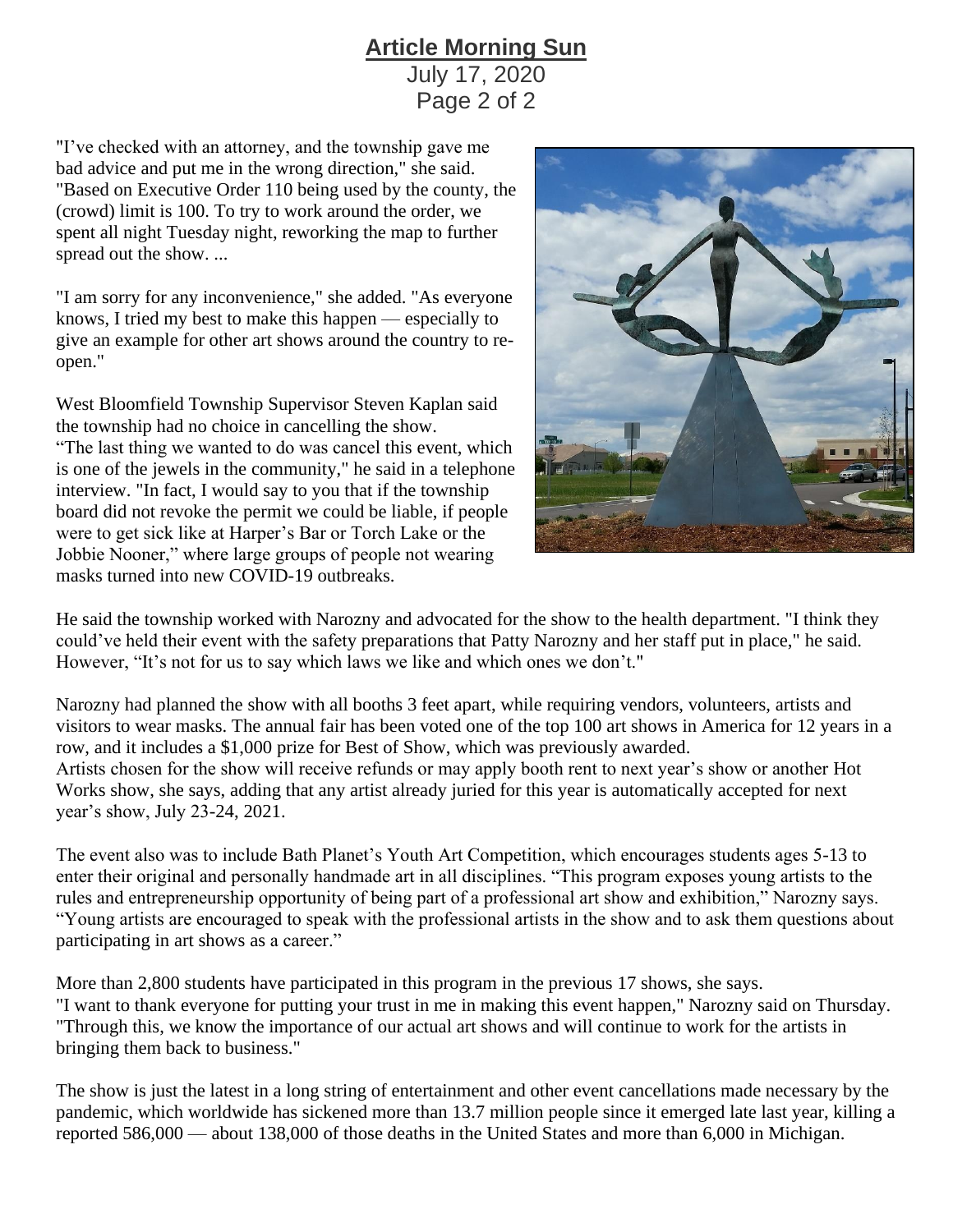"I've checked with an attorney, and the township gave me bad advice and put me in the wrong direction," she said. "Based on Executive Order 110 being used by the county, the (crowd) limit is 100. To try to work around the order, we spent all night Tuesday night, reworking the map to further spread out the show. ...

"I am sorry for any inconvenience," she added. "As everyone knows, I tried my best to make this happen — especially to give an example for other art shows around the country to re-open."

West Bloomfield Township Supervisor Steven Kaplan said the township had no choice in cancelling the show. "The last thing we wanted to do was cancel this event, which is one of the jewels in the community," he said in a telephone interview. "In fact, I would say to you that if the township board did not revoke the permit we could be liable, if people were to get sick like at Harper's Bar or Torch Lake or the Jobbie Nooner," where large groups of people not wearing masks turned into new COVID-19 outbreaks.

He said the township worked with Narozny and advocated for the show to the health department. "I think they could've held their event with the safety preparations that Patty Narozny and her staff put in place," he said. However, "It's not for us to say which laws we like and which ones we don't."

Narozny had planned the show with all booths 3 feet apart, while requiring vendors, volunteers, artists and visitors to wear masks. The annual fair has been voted one of the top 100 art shows in America for 12 years in a row, and it includes a $1,000 prize for Best of Show, which was previously awarded.
Artists chosen for the show will receive refunds or may apply booth rent to next year's show or another Hot Works show, she says, adding that any artist already juried for this year is automatically accepted for next year's show, July 23-24, 2021.

The event also was to include Bath Planet's Youth Art Competition, which encourages students ages 5-13 to enter their original and personally handmade art in all disciplines. "This program exposes young artists to the rules and entrepreneurship opportunity of being part of a professional art show and exhibition," Narozny says. "Young artists are encouraged to speak with the professional artists in the show and to ask them questions about participating in art shows as a career."

More than 2,800 students have participated in this program in the previous 17 shows, she says.
"I want to thank everyone for putting your trust in me in making this event happen," Narozny said on Thursday. "Through this, we know the importance of our actual art shows and will continue to work for the artists in bringing them back to business."

The show is just the latest in a long string of entertainment and other event cancellations made necessary by the pandemic, which worldwide has sickened more than 13.7 million people since it emerged late last year, killing a reported 586,000 — about 138,000 of those deaths in the United States and more than 6,000 in Michigan.